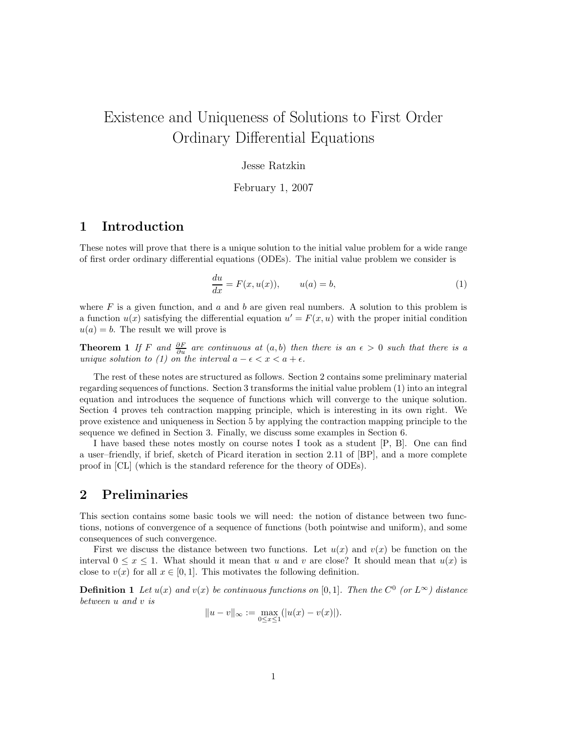# Existence and Uniqueness of Solutions to First Order Ordinary Differential Equations

Jesse Ratzkin

February 1, 2007

## 1 Introduction

These notes will prove that there is a unique solution to the initial value problem for a wide range of first order ordinary differential equations (ODEs). The initial value problem we consider is

$$\frac{du}{dx} = F(x, u(x)), \qquad u(a) = b, \tag{1}$$

where $F$ is a given function, and $a$ and $b$ are given real numbers. A solution to this problem is a function $u(x)$ satisfying the differential equation $u' = F(x, u)$ with the proper initial condition $u(a) = b$. The result we will prove is

**Theorem 1** *If $F$ and $\frac{\partial F}{\partial u}$ are continuous at $(a, b)$ then there is an $\epsilon > 0$ such that there is a unique solution to (1) on the interval $a - \epsilon < x < a + \epsilon$.*

The rest of these notes are structured as follows. Section 2 contains some preliminary material regarding sequences of functions. Section 3 transforms the initial value problem (1) into an integral equation and introduces the sequence of functions which will converge to the unique solution. Section 4 proves teh contraction mapping principle, which is interesting in its own right. We prove existence and uniqueness in Section 5 by applying the contraction mapping principle to the sequence we defined in Section 3. Finally, we discuss some examples in Section 6.

I have based these notes mostly on course notes I took as a student [P, B]. One can find a user–friendly, if brief, sketch of Picard iteration in section 2.11 of [BP], and a more complete proof in [CL] (which is the standard reference for the theory of ODEs).

## 2 Preliminaries

This section contains some basic tools we will need: the notion of distance between two functions, notions of convergence of a sequence of functions (both pointwise and uniform), and some consequences of such convergence.

First we discuss the distance between two functions. Let $u(x)$ and $v(x)$ be function on the interval $0 \le x \le 1$. What should it mean that $u$ and $v$ are close? It should mean that $u(x)$ is close to $v(x)$ for all $x \in [0, 1]$. This motivates the following definition.

**Definition 1** *Let $u(x)$ and $v(x)$ be continuous functions on $[0, 1]$. Then the $C^0$ (or $L^\infty$) distance between $u$ and $v$ is*

$$\|u - v\|_\infty := \max_{0 \le x \le 1} (|u(x) - v(x)|).$$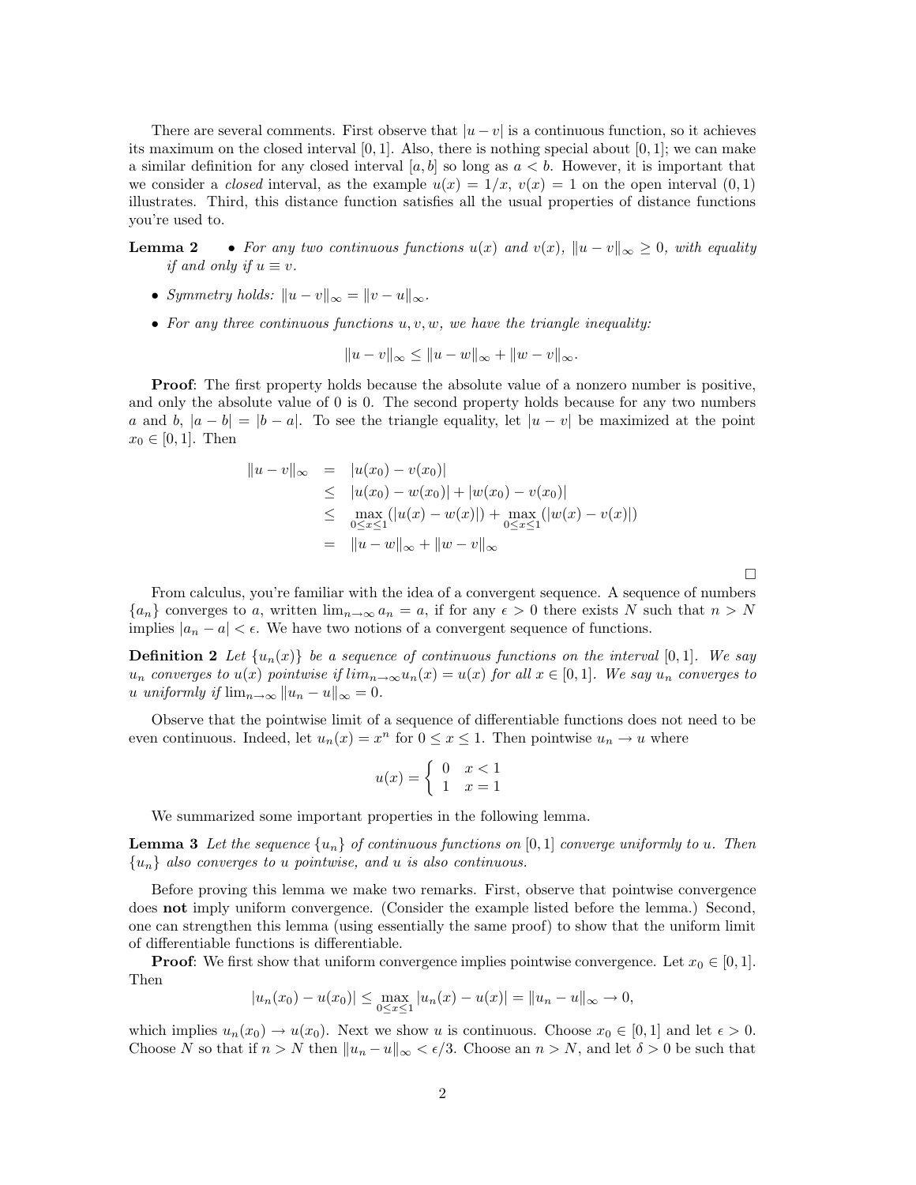There are several comments. First observe that $|u - v|$ is a continuous function, so it achieves its maximum on the closed interval $[0, 1]$. Also, there is nothing special about $[0, 1]$; we can make a similar definition for any closed interval $[a, b]$ so long as $a < b$. However, it is important that we consider a *closed* interval, as the example $u(x) = 1/x$, $v(x) = 1$ on the open interval $(0, 1)$ illustrates. Third, this distance function satisfies all the usual properties of distance functions you're used to.

**Lemma 2**

- *For any two continuous functions $u(x)$ and $v(x)$, $\|u - v\|_\infty \geq 0$, with equality if and only if $u \equiv v$.*
- *Symmetry holds: $\|u - v\|_\infty = \|v - u\|_\infty$.*
- *For any three continuous functions $u, v, w$, we have the triangle inequality:*

$$\|u - v\|_\infty \leq \|u - w\|_\infty + \|w - v\|_\infty.$$

**Proof**: The first property holds because the absolute value of a nonzero number is positive, and only the absolute value of 0 is 0. The second property holds because for any two numbers $a$ and $b$, $|a - b| = |b - a|$. To see the triangle equality, let $|u - v|$ be maximized at the point $x_0 \in [0, 1]$. Then

$$\begin{aligned}
\|u - v\|_\infty &= |u(x_0) - v(x_0)| \\
&\leq |u(x_0) - w(x_0)| + |w(x_0) - v(x_0)| \\
&\leq \max_{0 \leq x \leq 1} (|u(x) - w(x)|) + \max_{0 \leq x \leq 1} (|w(x) - v(x)|) \\
&= \|u - w\|_\infty + \|w - v\|_\infty
\end{aligned}$$

□

From calculus, you're familiar with the idea of a convergent sequence. A sequence of numbers $\{a_n\}$ converges to $a$, written $\lim_{n \to \infty} a_n = a$, if for any $\epsilon > 0$ there exists $N$ such that $n > N$ implies $|a_n - a| < \epsilon$. We have two notions of a convergent sequence of functions.

**Definition 2** *Let $\{u_n(x)\}$ be a sequence of continuous functions on the interval $[0, 1]$. We say $u_n$ converges to $u(x)$ pointwise if $lim_{n \to \infty} u_n(x) = u(x)$ for all $x \in [0, 1]$. We say $u_n$ converges to $u$ uniformly if $\lim_{n \to \infty} \|u_n - u\|_\infty = 0$.*

Observe that the pointwise limit of a sequence of differentiable functions does not need to be even continuous. Indeed, let $u_n(x) = x^n$ for $0 \leq x \leq 1$. Then pointwise $u_n \to u$ where

$$u(x) = \begin{cases} 0 & x < 1 \\ 1 & x = 1 \end{cases}$$

We summarized some important properties in the following lemma.

**Lemma 3** *Let the sequence $\{u_n\}$ of continuous functions on $[0, 1]$ converge uniformly to $u$. Then $\{u_n\}$ also converges to $u$ pointwise, and $u$ is also continuous.*

Before proving this lemma we make two remarks. First, observe that pointwise convergence does **not** imply uniform convergence. (Consider the example listed before the lemma.) Second, one can strengthen this lemma (using essentially the same proof) to show that the uniform limit of differentiable functions is differentiable.

**Proof**: We first show that uniform convergence implies pointwise convergence. Let $x_0 \in [0, 1]$. Then

$$|u_n(x_0) - u(x_0)| \leq \max_{0 \leq x \leq 1} |u_n(x) - u(x)| = \|u_n - u\|_\infty \to 0,$$

which implies $u_n(x_0) \to u(x_0)$. Next we show $u$ is continuous. Choose $x_0 \in [0, 1]$ and let $\epsilon > 0$. Choose $N$ so that if $n > N$ then $\|u_n - u\|_\infty < \epsilon/3$. Choose an $n > N$, and let $\delta > 0$ be such that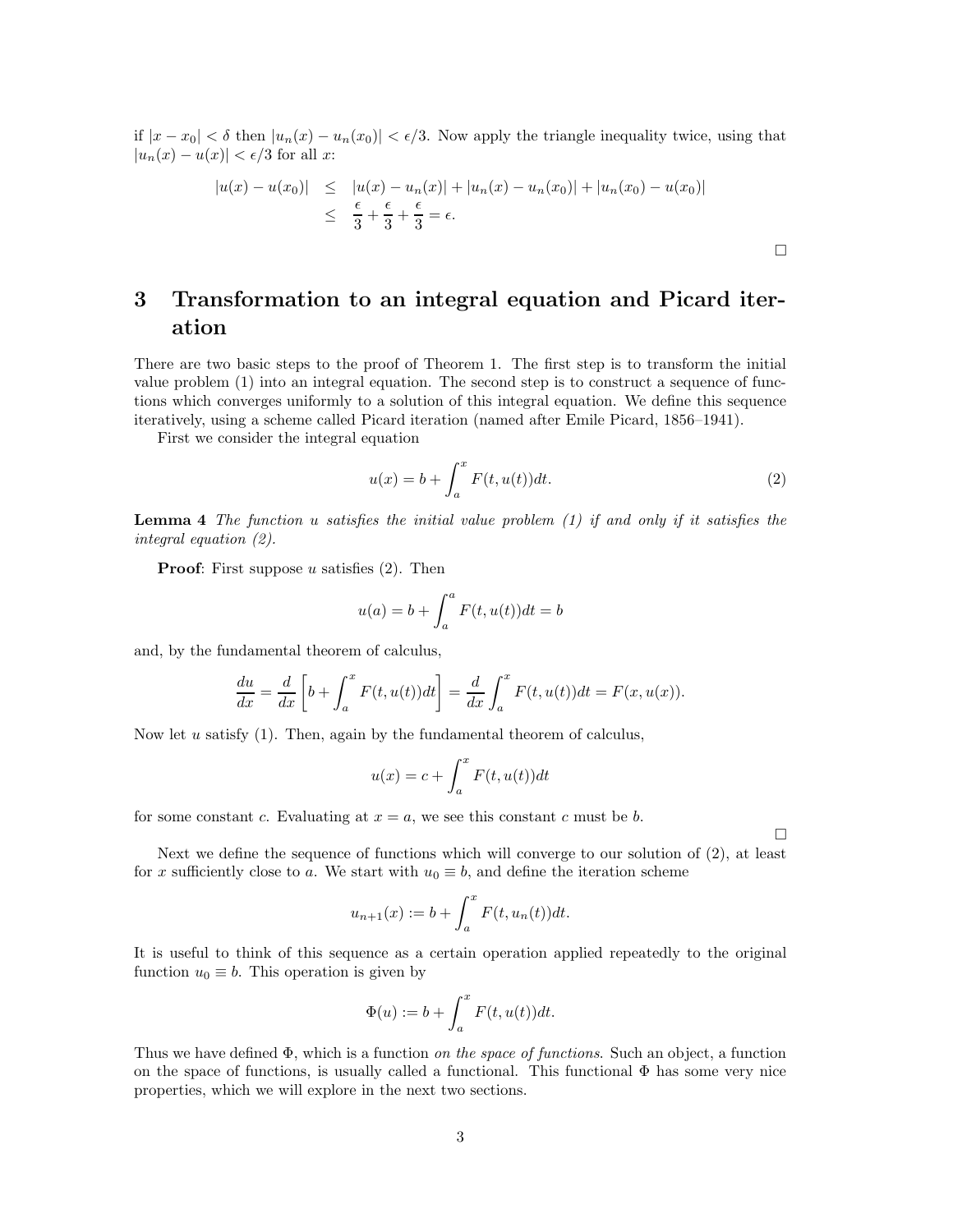if $|x - x_0| < \delta$ then $|u_n(x) - u_n(x_0)| < \epsilon/3$. Now apply the triangle inequality twice, using that $|u_n(x) - u(x)| < \epsilon/3$ for all $x$:

$$\begin{aligned}
|u(x) - u(x_0)| &\leq |u(x) - u_n(x)| + |u_n(x) - u_n(x_0)| + |u_n(x_0) - u(x_0)| \\
&\leq \frac{\epsilon}{3} + \frac{\epsilon}{3} + \frac{\epsilon}{3} = \epsilon.
\end{aligned}$$

□

## 3 Transformation to an integral equation and Picard iteration

There are two basic steps to the proof of Theorem 1. The first step is to transform the initial value problem (1) into an integral equation. The second step is to construct a sequence of functions which converges uniformly to a solution of this integral equation. We define this sequence iteratively, using a scheme called Picard iteration (named after Emile Picard, 1856–1941).

First we consider the integral equation

$$u(x) = b + \int_a^x F(t, u(t))dt. \tag{2}$$

**Lemma 4** *The function $u$ satisfies the initial value problem (1) if and only if it satisfies the integral equation (2).*

**Proof**: First suppose $u$ satisfies (2). Then

$$u(a) = b + \int_a^a F(t, u(t))dt = b$$

and, by the fundamental theorem of calculus,

$$\frac{du}{dx} = \frac{d}{dx}\left[b + \int_a^x F(t, u(t))dt\right] = \frac{d}{dx}\int_a^x F(t, u(t))dt = F(x, u(x)).$$

Now let $u$ satisfy (1). Then, again by the fundamental theorem of calculus,

$$u(x) = c + \int_a^x F(t, u(t))dt$$

for some constant $c$. Evaluating at $x = a$, we see this constant $c$ must be $b$.

□

Next we define the sequence of functions which will converge to our solution of (2), at least for $x$ sufficiently close to $a$. We start with $u_0 \equiv b$, and define the iteration scheme

$$u_{n+1}(x) := b + \int_a^x F(t, u_n(t))dt.$$

It is useful to think of this sequence as a certain operation applied repeatedly to the original function $u_0 \equiv b$. This operation is given by

$$\Phi(u) := b + \int_a^x F(t, u(t))dt.$$

Thus we have defined $\Phi$, which is a function *on the space of functions*. Such an object, a function on the space of functions, is usually called a functional. This functional $\Phi$ has some very nice properties, which we will explore in the next two sections.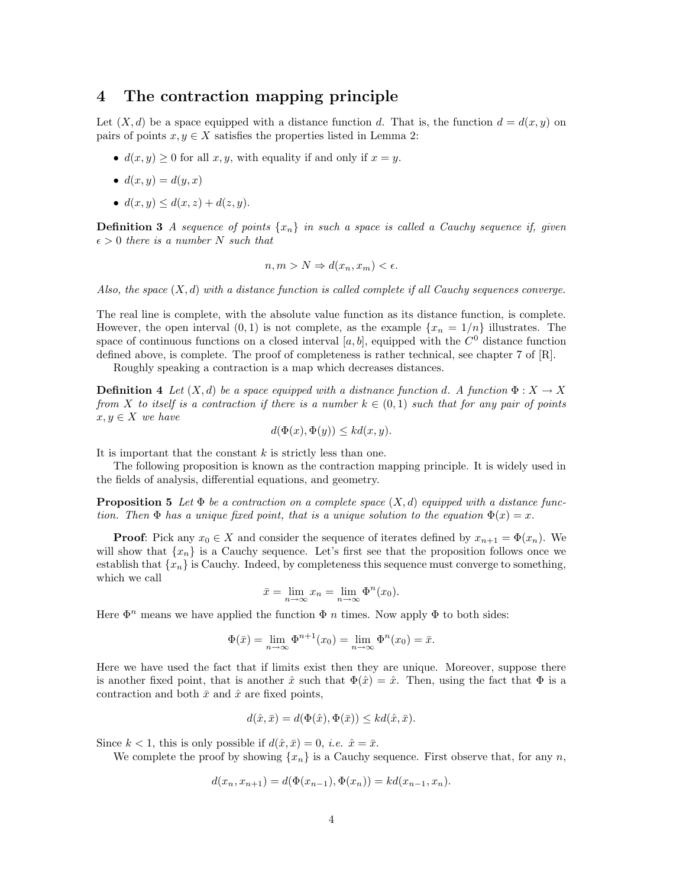# 4 The contraction mapping principle

Let $(X, d)$ be a space equipped with a distance function $d$. That is, the function $d = d(x, y)$ on pairs of points $x, y \in X$ satisfies the properties listed in Lemma 2:

- $d(x, y) \geq 0$ for all $x, y$, with equality if and only if $x = y$.
- $d(x, y) = d(y, x)$
- $d(x, y) \leq d(x, z) + d(z, y)$.

**Definition 3** *A sequence of points $\{x_n\}$ in such a space is called a Cauchy sequence if, given $\epsilon > 0$ there is a number $N$ such that*

$$n, m > N \Rightarrow d(x_n, x_m) < \epsilon.$$

*Also, the space $(X, d)$ with a distance function is called complete if all Cauchy sequences converge.*

The real line is complete, with the absolute value function as its distance function, is complete. However, the open interval $(0, 1)$ is not complete, as the example $\{x_n = 1/n\}$ illustrates. The space of continuous functions on a closed interval $[a, b]$, equipped with the $C^0$ distance function defined above, is complete. The proof of completeness is rather technical, see chapter 7 of [R].

Roughly speaking a contraction is a map which decreases distances.

**Definition 4** *Let $(X, d)$ be a space equipped with a distnance function $d$. A function $\Phi : X \to X$ from $X$ to itself is a contraction if there is a number $k \in (0, 1)$ such that for any pair of points $x, y \in X$ we have*

$$d(\Phi(x), \Phi(y)) \leq k d(x, y).$$

It is important that the constant $k$ is strictly less than one.

The following proposition is known as the contraction mapping principle. It is widely used in the fields of analysis, differential equations, and geometry.

**Proposition 5** *Let $\Phi$ be a contraction on a complete space $(X, d)$ equipped with a distance function. Then $\Phi$ has a unique fixed point, that is a unique solution to the equation $\Phi(x) = x$.*

**Proof**: Pick any $x_0 \in X$ and consider the sequence of iterates defined by $x_{n+1} = \Phi(x_n)$. We will show that $\{x_n\}$ is a Cauchy sequence. Let's first see that the proposition follows once we establish that $\{x_n\}$ is Cauchy. Indeed, by completeness this sequence must converge to something, which we call

$$\bar{x} = \lim_{n \to \infty} x_n = \lim_{n \to \infty} \Phi^n(x_0).$$

Here $\Phi^n$ means we have applied the function $\Phi$ $n$ times. Now apply $\Phi$ to both sides:

$$\Phi(\bar{x}) = \lim_{n \to \infty} \Phi^{n+1}(x_0) = \lim_{n \to \infty} \Phi^n(x_0) = \bar{x}.$$

Here we have used the fact that if limits exist then they are unique. Moreover, suppose there is another fixed point, that is another $\hat{x}$ such that $\Phi(\hat{x}) = \hat{x}$. Then, using the fact that $\Phi$ is a contraction and both $\bar{x}$ and $\hat{x}$ are fixed points,

$$d(\hat{x}, \bar{x}) = d(\Phi(\hat{x}), \Phi(\bar{x})) \leq k d(\hat{x}, \bar{x}).$$

Since $k < 1$, this is only possible if $d(\hat{x}, \bar{x}) = 0$, *i.e.* $\hat{x} = \bar{x}$.

We complete the proof by showing $\{x_n\}$ is a Cauchy sequence. First observe that, for any $n$,

$$d(x_n, x_{n+1}) = d(\Phi(x_{n-1}), \Phi(x_n)) = k d(x_{n-1}, x_n).$$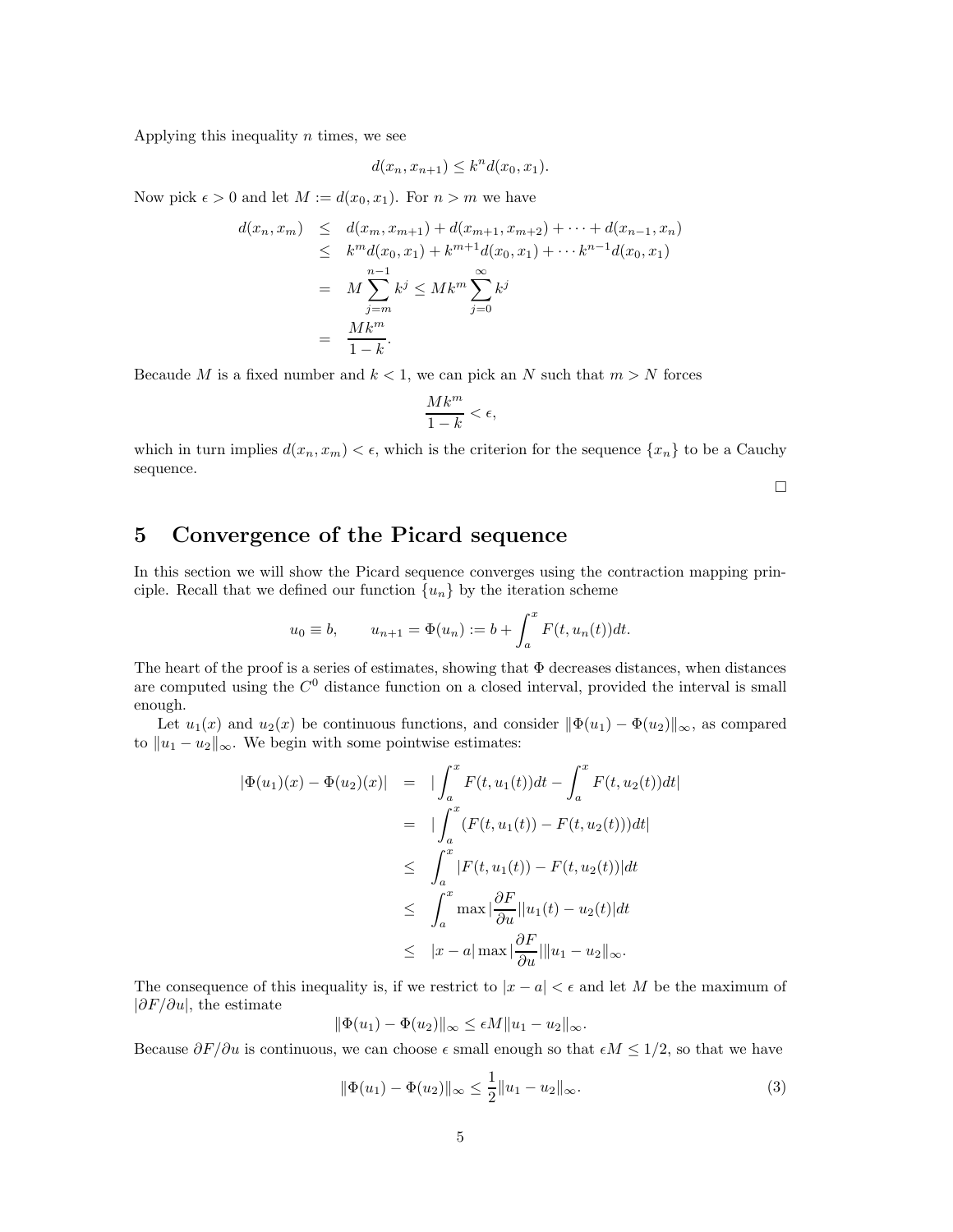Applying this inequality $n$ times, we see

$$d(x_n, x_{n+1}) \leq k^n d(x_0, x_1).$$

Now pick $\epsilon > 0$ and let $M := d(x_0, x_1)$. For $n > m$ we have

$$\begin{aligned}
d(x_n, x_m) &\leq d(x_m, x_{m+1}) + d(x_{m+1}, x_{m+2}) + \cdots + d(x_{n-1}, x_n) \\
&\leq k^m d(x_0, x_1) + k^{m+1} d(x_0, x_1) + \cdots k^{n-1} d(x_0, x_1) \\
&= M \sum_{j=m}^{n-1} k^j \leq M k^m \sum_{j=0}^{\infty} k^j \\
&= \frac{M k^m}{1-k}.
\end{aligned}$$

Becaude $M$ is a fixed number and $k < 1$, we can pick an $N$ such that $m > N$ forces

$$\frac{M k^m}{1-k} < \epsilon,$$

which in turn implies $d(x_n, x_m) < \epsilon$, which is the criterion for the sequence $\{x_n\}$ to be a Cauchy sequence.

□

## 5 Convergence of the Picard sequence

In this section we will show the Picard sequence converges using the contraction mapping principle. Recall that we defined our function $\{u_n\}$ by the iteration scheme

$$u_0 \equiv b, \qquad u_{n+1} = \Phi(u_n) := b + \int_a^x F(t, u_n(t)) dt.$$

The heart of the proof is a series of estimates, showing that $\Phi$ decreases distances, when distances are computed using the $C^0$ distance function on a closed interval, provided the interval is small enough.

Let $u_1(x)$ and $u_2(x)$ be continuous functions, and consider $\|\Phi(u_1) - \Phi(u_2)\|_\infty$, as compared to $\|u_1 - u_2\|_\infty$. We begin with some pointwise estimates:

$$\begin{aligned}
|\Phi(u_1)(x) - \Phi(u_2)(x)| &= \left| \int_a^x F(t, u_1(t)) dt - \int_a^x F(t, u_2(t)) dt \right| \\
&= \left| \int_a^x (F(t, u_1(t)) - F(t, u_2(t))) dt \right| \\
&\leq \int_a^x |F(t, u_1(t)) - F(t, u_2(t))| dt \\
&\leq \int_a^x \max \left| \frac{\partial F}{\partial u} \right| |u_1(t) - u_2(t)| dt \\
&\leq |x - a| \max \left| \frac{\partial F}{\partial u} \right| \|u_1 - u_2\|_\infty.
\end{aligned}$$

The consequence of this inequality is, if we restrict to $|x - a| < \epsilon$ and let $M$ be the maximum of $|\partial F / \partial u|$, the estimate

$$\|\Phi(u_1) - \Phi(u_2)\|_\infty \leq \epsilon M \|u_1 - u_2\|_\infty.$$

Because $\partial F / \partial u$ is continuous, we can choose $\epsilon$ small enough so that $\epsilon M \leq 1/2$, so that we have

$$\|\Phi(u_1) - \Phi(u_2)\|_\infty \leq \frac{1}{2} \|u_1 - u_2\|_\infty. \tag{3}$$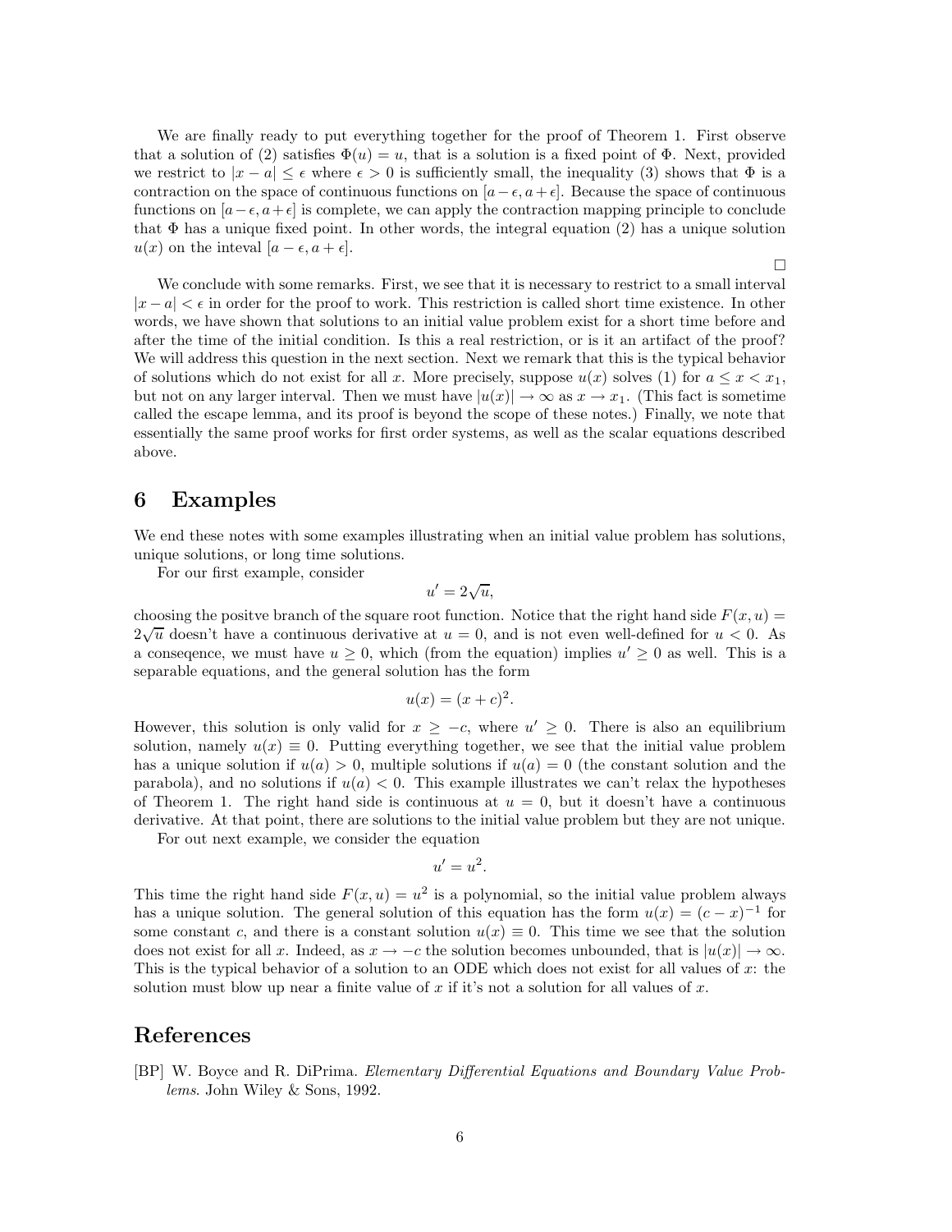We are finally ready to put everything together for the proof of Theorem 1. First observe that a solution of (2) satisfies $\Phi(u) = u$, that is a solution is a fixed point of $\Phi$. Next, provided we restrict to $|x - a| \leq \epsilon$ where $\epsilon > 0$ is sufficiently small, the inequality (3) shows that $\Phi$ is a contraction on the space of continuous functions on $[a - \epsilon, a + \epsilon]$. Because the space of continuous functions on $[a - \epsilon, a + \epsilon]$ is complete, we can apply the contraction mapping principle to conclude that $\Phi$ has a unique fixed point. In other words, the integral equation (2) has a unique solution $u(x)$ on the inteval $[a - \epsilon, a + \epsilon]$.

□

We conclude with some remarks. First, we see that it is necessary to restrict to a small interval $|x - a| < \epsilon$ in order for the proof to work. This restriction is called short time existence. In other words, we have shown that solutions to an initial value problem exist for a short time before and after the time of the initial condition. Is this a real restriction, or is it an artifact of the proof? We will address this question in the next section. Next we remark that this is the typical behavior of solutions which do not exist for all $x$. More precisely, suppose $u(x)$ solves (1) for $a \leq x < x_1$, but not on any larger interval. Then we must have $|u(x)| \to \infty$ as $x \to x_1$. (This fact is sometime called the escape lemma, and its proof is beyond the scope of these notes.) Finally, we note that essentially the same proof works for first order systems, as well as the scalar equations described above.

## 6 Examples

We end these notes with some examples illustrating when an initial value problem has solutions, unique solutions, or long time solutions.

For our first example, consider

$$u' = 2\sqrt{u},$$

choosing the positve branch of the square root function. Notice that the right hand side $F(x, u) = 2\sqrt{u}$ doesn't have a continuous derivative at $u = 0$, and is not even well-defined for $u < 0$. As a conseqence, we must have $u \geq 0$, which (from the equation) implies $u' \geq 0$ as well. This is a separable equations, and the general solution has the form

$$u(x) = (x + c)^2.$$

However, this solution is only valid for $x \geq -c$, where $u' \geq 0$. There is also an equilibrium solution, namely $u(x) \equiv 0$. Putting everything together, we see that the initial value problem has a unique solution if $u(a) > 0$, multiple solutions if $u(a) = 0$ (the constant solution and the parabola), and no solutions if $u(a) < 0$. This example illustrates we can't relax the hypotheses of Theorem 1. The right hand side is continuous at $u = 0$, but it doesn't have a continuous derivative. At that point, there are solutions to the initial value problem but they are not unique.

For out next example, we consider the equation

$$u' = u^2.$$

This time the right hand side $F(x, u) = u^2$ is a polynomial, so the initial value problem always has a unique solution. The general solution of this equation has the form $u(x) = (c - x)^{-1}$ for some constant $c$, and there is a constant solution $u(x) \equiv 0$. This time we see that the solution does not exist for all $x$. Indeed, as $x \to -c$ the solution becomes unbounded, that is $|u(x)| \to \infty$. This is the typical behavior of a solution to an ODE which does not exist for all values of $x$: the solution must blow up near a finite value of $x$ if it's not a solution for all values of $x$.

## References

[BP] W. Boyce and R. DiPrima. *Elementary Differential Equations and Boundary Value Problems*. John Wiley & Sons, 1992.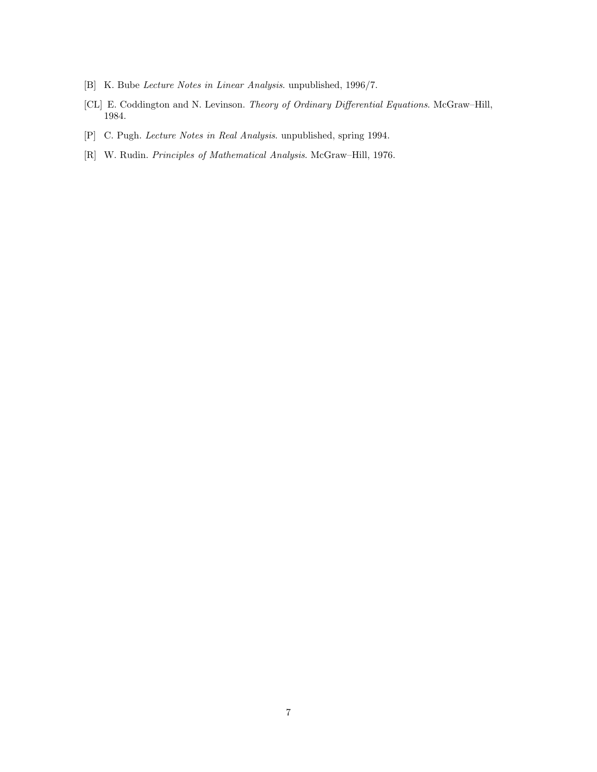[B] K. Bube *Lecture Notes in Linear Analysis*. unpublished, 1996/7.

[CL] E. Coddington and N. Levinson. *Theory of Ordinary Differential Equations*. McGraw–Hill, 1984.

[P] C. Pugh. *Lecture Notes in Real Analysis*. unpublished, spring 1994.

[R] W. Rudin. *Principles of Mathematical Analysis*. McGraw–Hill, 1976.